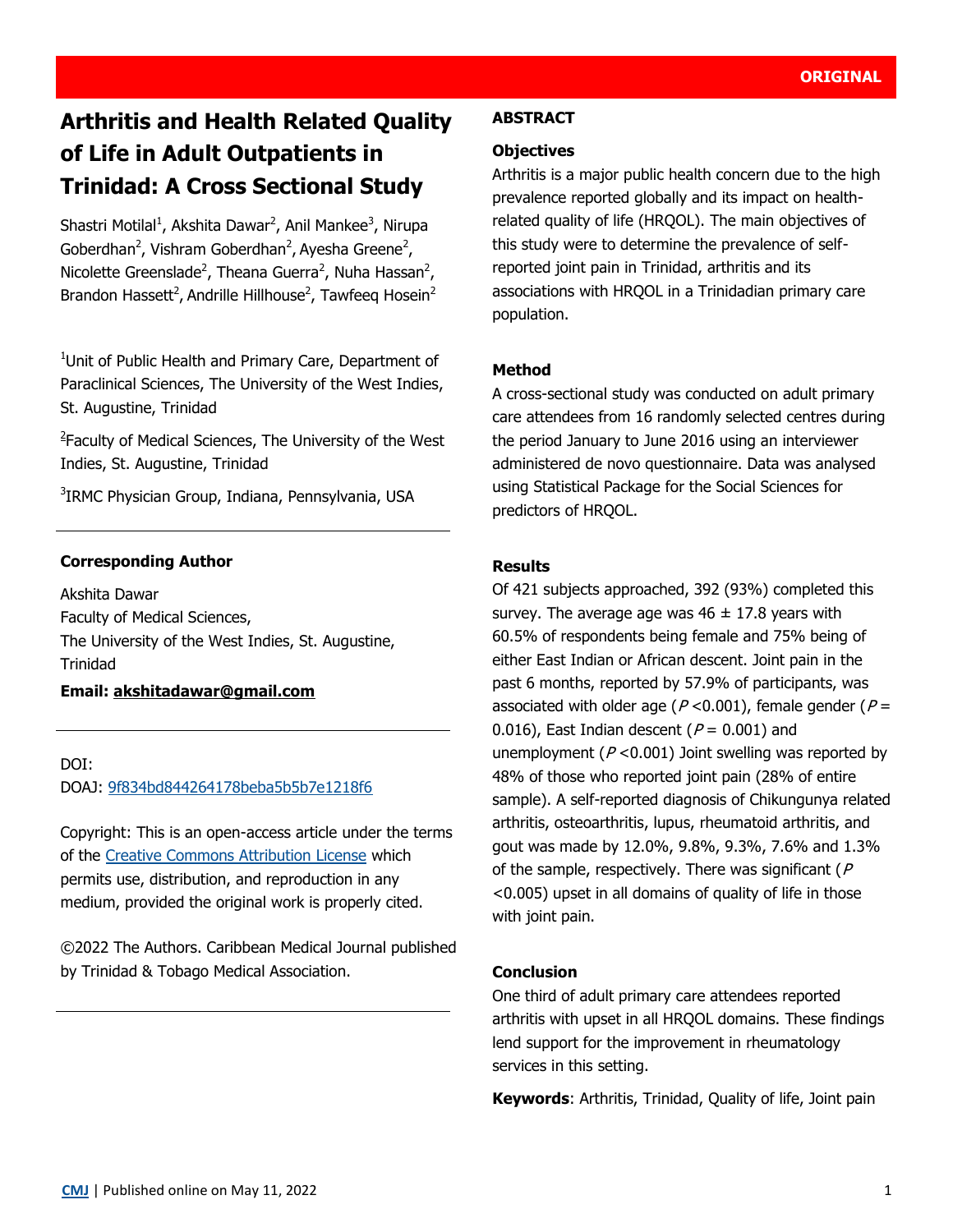ORIGINAL

# Arthritis and Health Related Quality of Life in Adult Outpatients in Trinidad: A Cross Sectional Study

Shastri Motilal[1], Akshita Dawar[2], Anil Mankee[3], Nirupa Goberdhan[2], Vishram Goberdhan[2], Ayesha Greene[2], Nicolette Greenslade[2], Theana Guerra[2], Nuha Hassan[2], Brandon Hassett[2], Andrille Hillhouse[2], Tawfeeq Hosein[2]

[1]Unit of Public Health and Primary Care, Department of Paraclinical Sciences, The University of the West Indies, St. Augustine, Trinidad

[2]Faculty of Medical Sciences, The University of the West Indies, St. Augustine, Trinidad

[3]IRMC Physician Group, Indiana, Pennsylvania, USA

**Corresponding Author**

Akshita Dawar
Faculty of Medical Sciences,
The University of the West Indies, St. Augustine, Trinidad

**Email: akshitadawar@gmail.com**

DOI:
DOAJ: 9f834bd844264178beba5b5b7e1218f6

Copyright: This is an open-access article under the terms of the Creative Commons Attribution License which permits use, distribution, and reproduction in any medium, provided the original work is properly cited.

©2022 The Authors. Caribbean Medical Journal published by Trinidad & Tobago Medical Association.

## ABSTRACT

### Objectives

Arthritis is a major public health concern due to the high prevalence reported globally and its impact on health-related quality of life (HRQOL). The main objectives of this study were to determine the prevalence of self-reported joint pain in Trinidad, arthritis and its associations with HRQOL in a Trinidadian primary care population.

### Method

A cross-sectional study was conducted on adult primary care attendees from 16 randomly selected centres during the period January to June 2016 using an interviewer administered de novo questionnaire. Data was analysed using Statistical Package for the Social Sciences for predictors of HRQOL.

### Results

Of 421 subjects approached, 392 (93%) completed this survey. The average age was 46 ± 17.8 years with 60.5% of respondents being female and 75% being of either East Indian or African descent. Joint pain in the past 6 months, reported by 57.9% of participants, was associated with older age ($P < 0.001$), female gender ($P = 0.016$), East Indian descent ($P = 0.001$) and unemployment ($P < 0.001$) Joint swelling was reported by 48% of those who reported joint pain (28% of entire sample). A self-reported diagnosis of Chikungunya related arthritis, osteoarthritis, lupus, rheumatoid arthritis, and gout was made by 12.0%, 9.8%, 9.3%, 7.6% and 1.3% of the sample, respectively. There was significant ($P < 0.005$) upset in all domains of quality of life in those with joint pain.

### Conclusion

One third of adult primary care attendees reported arthritis with upset in all HRQOL domains. These findings lend support for the improvement in rheumatology services in this setting.

**Keywords**: Arthritis, Trinidad, Quality of life, Joint pain

CMJ | Published online on May 11, 2022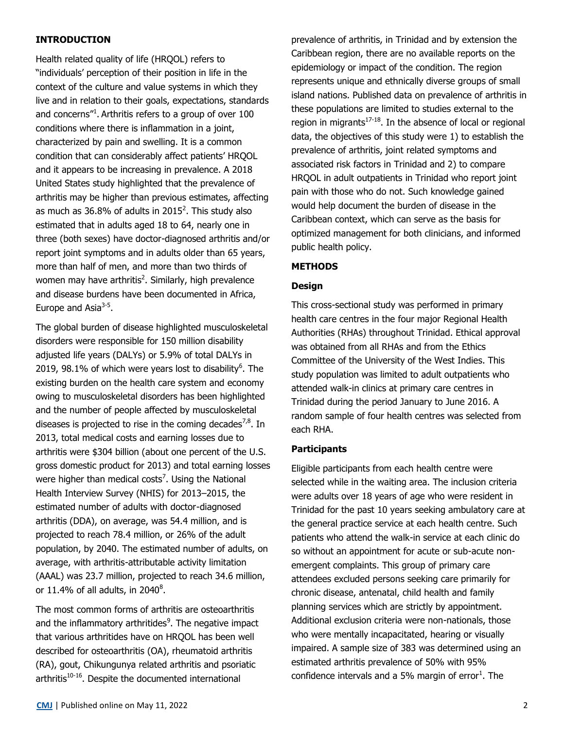## INTRODUCTION

Health related quality of life (HRQOL) refers to "individuals' perception of their position in life in the context of the culture and value systems in which they live and in relation to their goals, expectations, standards and concerns"[1]. Arthritis refers to a group of over 100 conditions where there is inflammation in a joint, characterized by pain and swelling. It is a common condition that can considerably affect patients' HRQOL and it appears to be increasing in prevalence. A 2018 United States study highlighted that the prevalence of arthritis may be higher than previous estimates, affecting as much as 36.8% of adults in 2015[2]. This study also estimated that in adults aged 18 to 64, nearly one in three (both sexes) have doctor-diagnosed arthritis and/or report joint symptoms and in adults older than 65 years, more than half of men, and more than two thirds of women may have arthritis[2]. Similarly, high prevalence and disease burdens have been documented in Africa, Europe and Asia[3-5].

The global burden of disease highlighted musculoskeletal disorders were responsible for 150 million disability adjusted life years (DALYs) or 5.9% of total DALYs in 2019, 98.1% of which were years lost to disability[6]. The existing burden on the health care system and economy owing to musculoskeletal disorders has been highlighted and the number of people affected by musculoskeletal diseases is projected to rise in the coming decades[7,8]. In 2013, total medical costs and earning losses due to arthritis were $304 billion (about one percent of the U.S. gross domestic product for 2013) and total earning losses were higher than medical costs[7]. Using the National Health Interview Survey (NHIS) for 2013–2015, the estimated number of adults with doctor-diagnosed arthritis (DDA), on average, was 54.4 million, and is projected to reach 78.4 million, or 26% of the adult population, by 2040. The estimated number of adults, on average, with arthritis-attributable activity limitation (AAAL) was 23.7 million, projected to reach 34.6 million, or 11.4% of all adults, in 2040[8].

The most common forms of arthritis are osteoarthritis and the inflammatory arthritides[9]. The negative impact that various arthritides have on HRQOL has been well described for osteoarthritis (OA), rheumatoid arthritis (RA), gout, Chikungunya related arthritis and psoriatic arthritis[10-16]. Despite the documented international prevalence of arthritis, in Trinidad and by extension the Caribbean region, there are no available reports on the epidemiology or impact of the condition. The region represents unique and ethnically diverse groups of small island nations. Published data on prevalence of arthritis in these populations are limited to studies external to the region in migrants[17-18]. In the absence of local or regional data, the objectives of this study were 1) to establish the prevalence of arthritis, joint related symptoms and associated risk factors in Trinidad and 2) to compare HRQOL in adult outpatients in Trinidad who report joint pain with those who do not. Such knowledge gained would help document the burden of disease in the Caribbean context, which can serve as the basis for optimized management for both clinicians, and informed public health policy.

## METHODS

### Design

This cross-sectional study was performed in primary health care centres in the four major Regional Health Authorities (RHAs) throughout Trinidad. Ethical approval was obtained from all RHAs and from the Ethics Committee of the University of the West Indies. This study population was limited to adult outpatients who attended walk-in clinics at primary care centres in Trinidad during the period January to June 2016. A random sample of four health centres was selected from each RHA.

### Participants

Eligible participants from each health centre were selected while in the waiting area. The inclusion criteria were adults over 18 years of age who were resident in Trinidad for the past 10 years seeking ambulatory care at the general practice service at each health centre. Such patients who attend the walk-in service at each clinic do so without an appointment for acute or sub-acute non-emergent complaints. This group of primary care attendees excluded persons seeking care primarily for chronic disease, antenatal, child health and family planning services which are strictly by appointment. Additional exclusion criteria were non-nationals, those who were mentally incapacitated, hearing or visually impaired. A sample size of 383 was determined using an estimated arthritis prevalence of 50% with 95% confidence intervals and a 5% margin of error[1]. The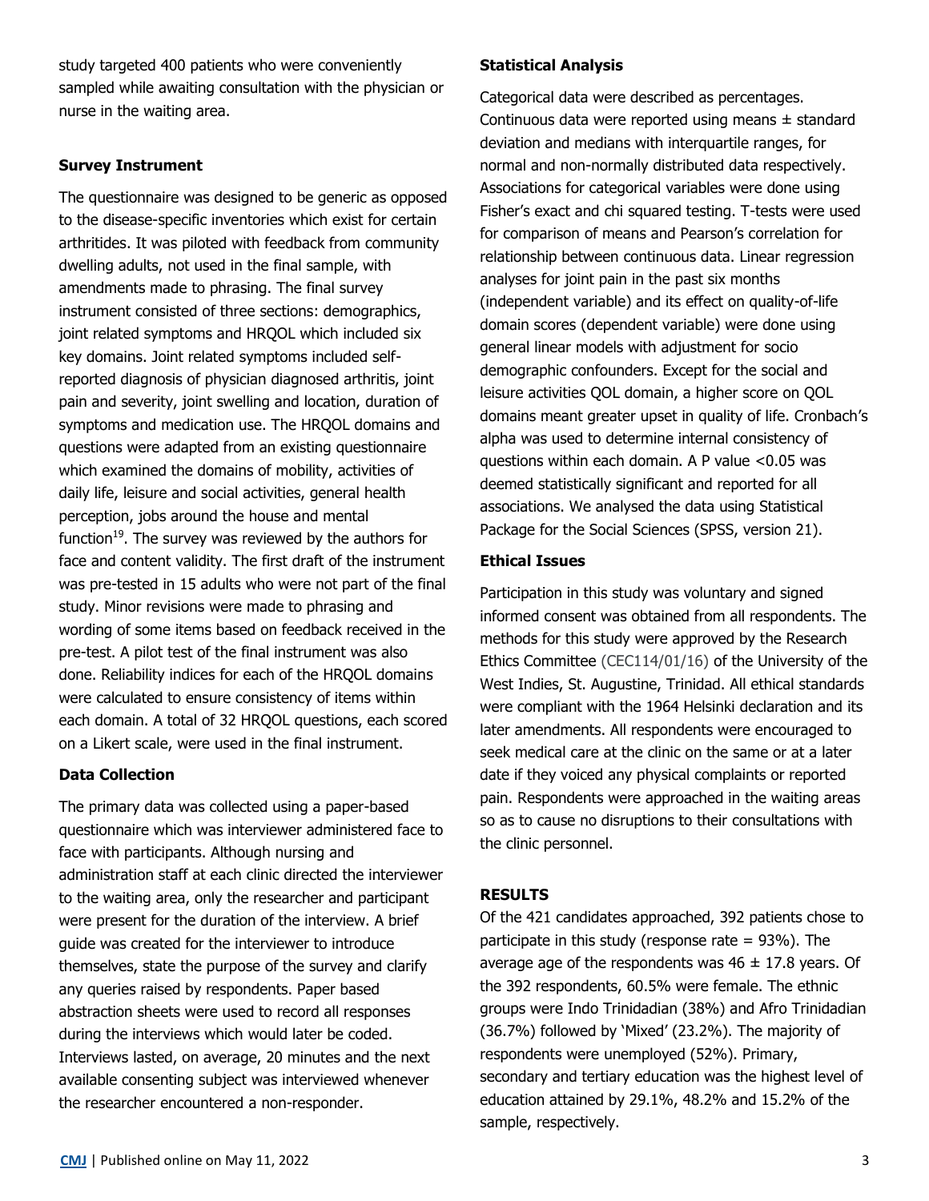study targeted 400 patients who were conveniently sampled while awaiting consultation with the physician or nurse in the waiting area.

### Survey Instrument

The questionnaire was designed to be generic as opposed to the disease-specific inventories which exist for certain arthritides. It was piloted with feedback from community dwelling adults, not used in the final sample, with amendments made to phrasing. The final survey instrument consisted of three sections: demographics, joint related symptoms and HRQOL which included six key domains. Joint related symptoms included self-reported diagnosis of physician diagnosed arthritis, joint pain and severity, joint swelling and location, duration of symptoms and medication use. The HRQOL domains and questions were adapted from an existing questionnaire which examined the domains of mobility, activities of daily life, leisure and social activities, general health perception, jobs around the house and mental function[19]. The survey was reviewed by the authors for face and content validity. The first draft of the instrument was pre-tested in 15 adults who were not part of the final study. Minor revisions were made to phrasing and wording of some items based on feedback received in the pre-test. A pilot test of the final instrument was also done. Reliability indices for each of the HRQOL domains were calculated to ensure consistency of items within each domain. A total of 32 HRQOL questions, each scored on a Likert scale, were used in the final instrument.

### Data Collection

The primary data was collected using a paper-based questionnaire which was interviewer administered face to face with participants. Although nursing and administration staff at each clinic directed the interviewer to the waiting area, only the researcher and participant were present for the duration of the interview. A brief guide was created for the interviewer to introduce themselves, state the purpose of the survey and clarify any queries raised by respondents. Paper based abstraction sheets were used to record all responses during the interviews which would later be coded. Interviews lasted, on average, 20 minutes and the next available consenting subject was interviewed whenever the researcher encountered a non-responder.

### Statistical Analysis

Categorical data were described as percentages. Continuous data were reported using means ± standard deviation and medians with interquartile ranges, for normal and non-normally distributed data respectively. Associations for categorical variables were done using Fisher's exact and chi squared testing. T-tests were used for comparison of means and Pearson's correlation for relationship between continuous data. Linear regression analyses for joint pain in the past six months (independent variable) and its effect on quality-of-life domain scores (dependent variable) were done using general linear models with adjustment for socio demographic confounders. Except for the social and leisure activities QOL domain, a higher score on QOL domains meant greater upset in quality of life. Cronbach's alpha was used to determine internal consistency of questions within each domain. A P value <0.05 was deemed statistically significant and reported for all associations. We analysed the data using Statistical Package for the Social Sciences (SPSS, version 21).

### Ethical Issues

Participation in this study was voluntary and signed informed consent was obtained from all respondents. The methods for this study were approved by the Research Ethics Committee (CEC114/01/16) of the University of the West Indies, St. Augustine, Trinidad. All ethical standards were compliant with the 1964 Helsinki declaration and its later amendments. All respondents were encouraged to seek medical care at the clinic on the same or at a later date if they voiced any physical complaints or reported pain. Respondents were approached in the waiting areas so as to cause no disruptions to their consultations with the clinic personnel.

## RESULTS

Of the 421 candidates approached, 392 patients chose to participate in this study (response rate = 93%). The average age of the respondents was 46 ± 17.8 years. Of the 392 respondents, 60.5% were female. The ethnic groups were Indo Trinidadian (38%) and Afro Trinidadian (36.7%) followed by 'Mixed' (23.2%). The majority of respondents were unemployed (52%). Primary, secondary and tertiary education was the highest level of education attained by 29.1%, 48.2% and 15.2% of the sample, respectively.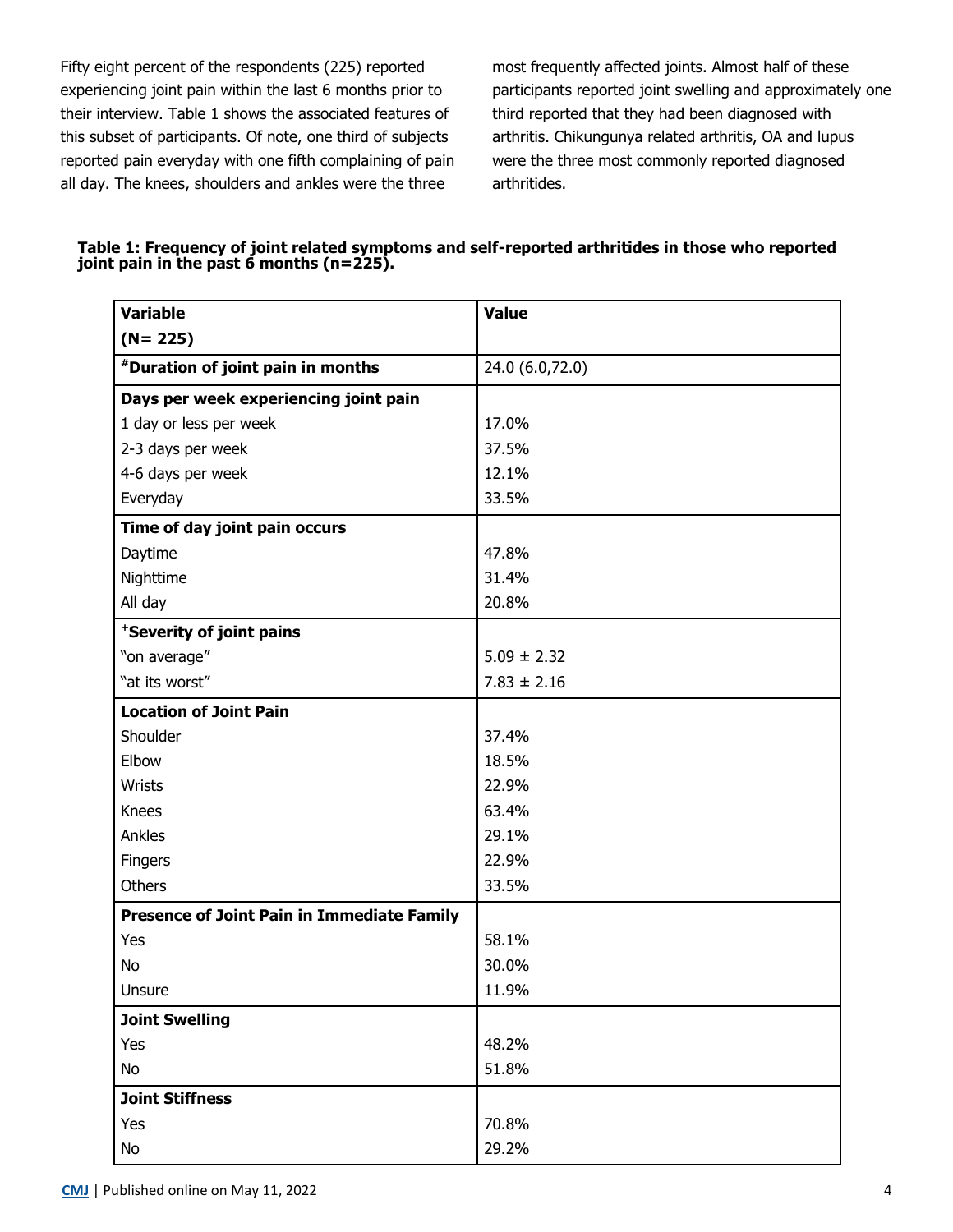Fifty eight percent of the respondents (225) reported experiencing joint pain within the last 6 months prior to their interview. Table 1 shows the associated features of this subset of participants. Of note, one third of subjects reported pain everyday with one fifth complaining of pain all day. The knees, shoulders and ankles were the three most frequently affected joints. Almost half of these participants reported joint swelling and approximately one third reported that they had been diagnosed with arthritis. Chikungunya related arthritis, OA and lupus were the three most commonly reported diagnosed arthritides.

**Table 1: Frequency of joint related symptoms and self-reported arthritides in those who reported joint pain in the past 6 months (n=225).**

| **Variable (N= 225)** | **Value** |
|---|---|
| **#Duration of joint pain in months** | 24.0 (6.0,72.0) |
| **Days per week experiencing joint pain** | |
| 1 day or less per week | 17.0% |
| 2-3 days per week | 37.5% |
| 4-6 days per week | 12.1% |
| Everyday | 33.5% |
| **Time of day joint pain occurs** | |
| Daytime | 47.8% |
| Nighttime | 31.4% |
| All day | 20.8% |
| **+Severity of joint pains** | |
| "on average" | 5.09 ± 2.32 |
| "at its worst" | 7.83 ± 2.16 |
| **Location of Joint Pain** | |
| Shoulder | 37.4% |
| Elbow | 18.5% |
| Wrists | 22.9% |
| Knees | 63.4% |
| Ankles | 29.1% |
| Fingers | 22.9% |
| Others | 33.5% |
| **Presence of Joint Pain in Immediate Family** | |
| Yes | 58.1% |
| No | 30.0% |
| Unsure | 11.9% |
| **Joint Swelling** | |
| Yes | 48.2% |
| No | 51.8% |
| **Joint Stiffness** | |
| Yes | 70.8% |
| No | 29.2% |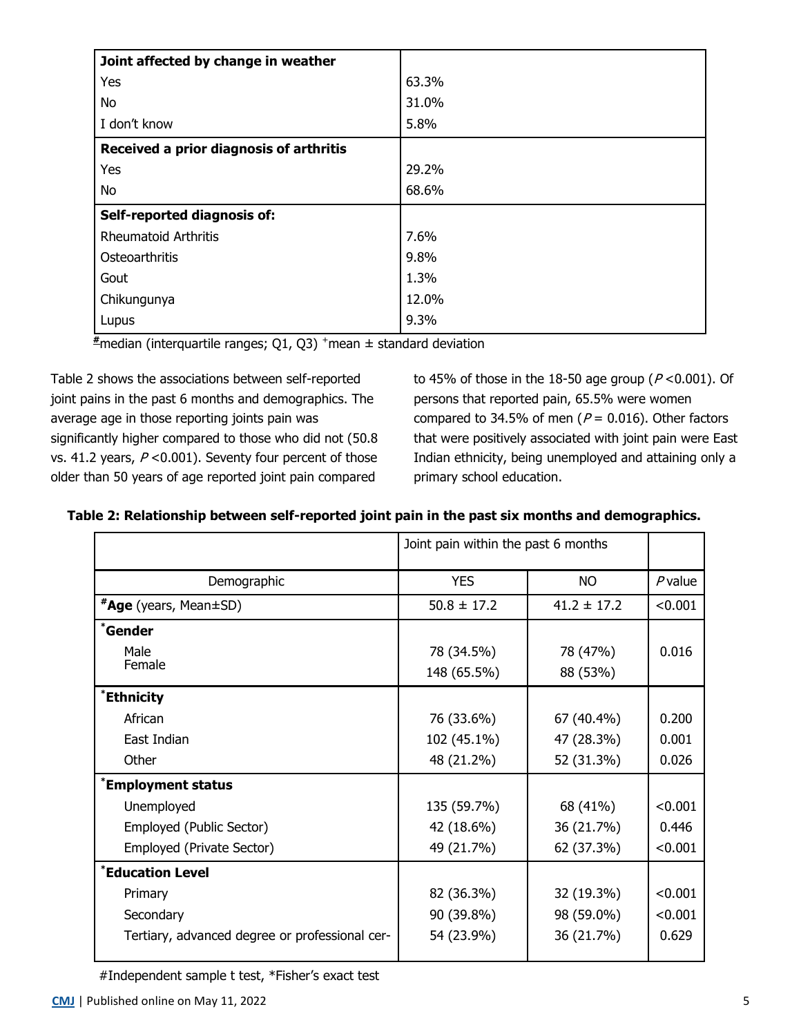| Joint affected by change in weather | |
|---|---|
| Yes | 63.3% |
| No | 31.0% |
| I don't know | 5.8% |
| **Received a prior diagnosis of arthritis** | |
| Yes | 29.2% |
| No | 68.6% |
| **Self-reported diagnosis of:** | |
| Rheumatoid Arthritis | 7.6% |
| Osteoarthritis | 9.8% |
| Gout | 1.3% |
| Chikungunya | 12.0% |
| Lupus | 9.3% |

#median (interquartile ranges; Q1, Q3) +mean ± standard deviation

Table 2 shows the associations between self-reported joint pains in the past 6 months and demographics. The average age in those reporting joints pain was significantly higher compared to those who did not (50.8 vs. 41.2 years, $P<0.001$). Seventy four percent of those older than 50 years of age reported joint pain compared to 45% of those in the 18-50 age group ($P<0.001$). Of persons that reported pain, 65.5% were women compared to 34.5% of men ($P=0.016$). Other factors that were positively associated with joint pain were East Indian ethnicity, being unemployed and attaining only a primary school education.

**Table 2: Relationship between self-reported joint pain in the past six months and demographics.**

| | Joint pain within the past 6 months | | |
|---|---|---|---|
| Demographic | YES | NO | *P* value |
| #**Age** (years, Mean±SD) | 50.8 ± 17.2 | 41.2 ± 17.2 | <0.001 |
| ***Gender** | | | |
| Male | 78 (34.5%) | 78 (47%) | 0.016 |
| Female | 148 (65.5%) | 88 (53%) | |
| ***Ethnicity** | | | |
| African | 76 (33.6%) | 67 (40.4%) | 0.200 |
| East Indian | 102 (45.1%) | 47 (28.3%) | 0.001 |
| Other | 48 (21.2%) | 52 (31.3%) | 0.026 |
| ***Employment status** | | | |
| Unemployed | 135 (59.7%) | 68 (41%) | <0.001 |
| Employed (Public Sector) | 42 (18.6%) | 36 (21.7%) | 0.446 |
| Employed (Private Sector) | 49 (21.7%) | 62 (37.3%) | <0.001 |
| ***Education Level** | | | |
| Primary | 82 (36.3%) | 32 (19.3%) | <0.001 |
| Secondary | 90 (39.8%) | 98 (59.0%) | <0.001 |
| Tertiary, advanced degree or professional cer- | 54 (23.9%) | 36 (21.7%) | 0.629 |

#Independent sample t test, *Fisher's exact test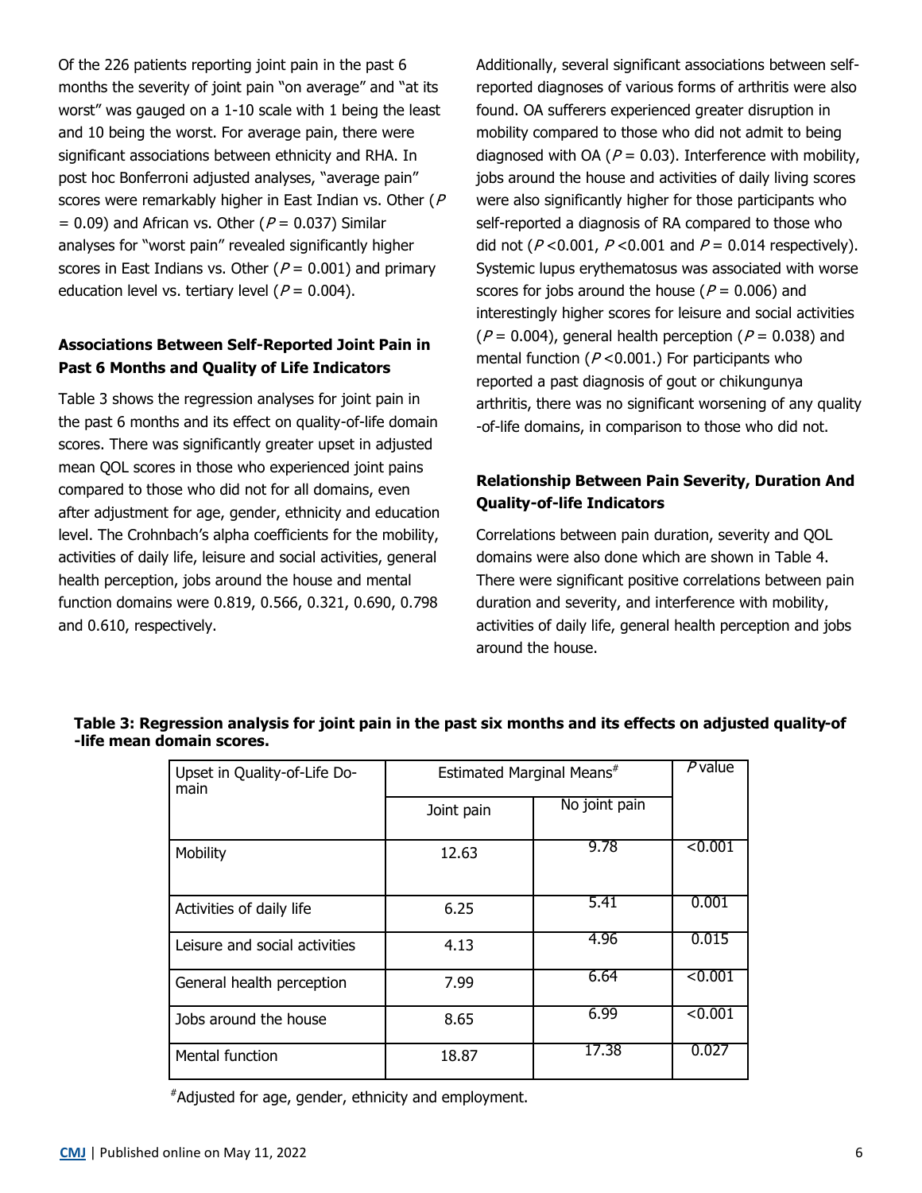Of the 226 patients reporting joint pain in the past 6 months the severity of joint pain "on average" and "at its worst" was gauged on a 1-10 scale with 1 being the least and 10 being the worst. For average pain, there were significant associations between ethnicity and RHA. In post hoc Bonferroni adjusted analyses, "average pain" scores were remarkably higher in East Indian vs. Other ($P = 0.09$) and African vs. Other ($P = 0.037$) Similar analyses for "worst pain" revealed significantly higher scores in East Indians vs. Other ($P = 0.001$) and primary education level vs. tertiary level ($P = 0.004$).

### Associations Between Self-Reported Joint Pain in Past 6 Months and Quality of Life Indicators

Table 3 shows the regression analyses for joint pain in the past 6 months and its effect on quality-of-life domain scores. There was significantly greater upset in adjusted mean QOL scores in those who experienced joint pains compared to those who did not for all domains, even after adjustment for age, gender, ethnicity and education level. The Crohnbach's alpha coefficients for the mobility, activities of daily life, leisure and social activities, general health perception, jobs around the house and mental function domains were 0.819, 0.566, 0.321, 0.690, 0.798 and 0.610, respectively.

Additionally, several significant associations between self-reported diagnoses of various forms of arthritis were also found. OA sufferers experienced greater disruption in mobility compared to those who did not admit to being diagnosed with OA ($P = 0.03$). Interference with mobility, jobs around the house and activities of daily living scores were also significantly higher for those participants who self-reported a diagnosis of RA compared to those who did not ($P < 0.001$, $P < 0.001$ and $P = 0.014$ respectively). Systemic lupus erythematosus was associated with worse scores for jobs around the house ($P = 0.006$) and interestingly higher scores for leisure and social activities ($P = 0.004$), general health perception ($P = 0.038$) and mental function ($P < 0.001$.) For participants who reported a past diagnosis of gout or chikungunya arthritis, there was no significant worsening of any quality -of-life domains, in comparison to those who did not.

### Relationship Between Pain Severity, Duration And Quality-of-life Indicators

Correlations between pain duration, severity and QOL domains were also done which are shown in Table 4. There were significant positive correlations between pain duration and severity, and interference with mobility, activities of daily life, general health perception and jobs around the house.

**Table 3: Regression analysis for joint pain in the past six months and its effects on adjusted quality-of -life mean domain scores.**

| Upset in Quality-of-Life Domain | Estimated Marginal Means# | | *P* value |
|---|---|---|---|
| | Joint pain | No joint pain | |
| Mobility | 12.63 | 9.78 | <0.001 |
| Activities of daily life | 6.25 | 5.41 | 0.001 |
| Leisure and social activities | 4.13 | 4.96 | 0.015 |
| General health perception | 7.99 | 6.64 | <0.001 |
| Jobs around the house | 8.65 | 6.99 | <0.001 |
| Mental function | 18.87 | 17.38 | 0.027 |

#Adjusted for age, gender, ethnicity and employment.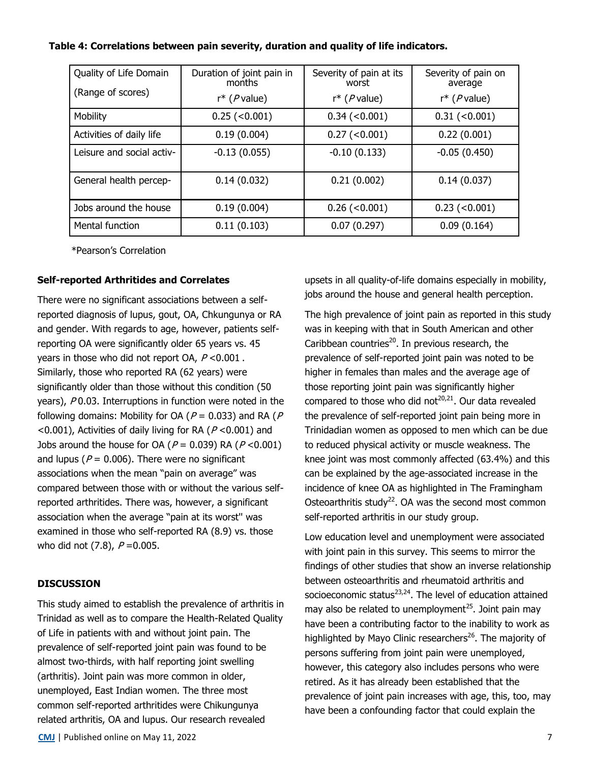**Table 4: Correlations between pain severity, duration and quality of life indicators.**

| Quality of Life Domain (Range of scores) | Duration of joint pain in months r* (*P* value) | Severity of pain at its worst r* (*P* value) | Severity of pain on average r* (*P* value) |
|---|---|---|---|
| Mobility | 0.25 (<0.001) | 0.34 (<0.001) | 0.31 (<0.001) |
| Activities of daily life | 0.19 (0.004) | 0.27 (<0.001) | 0.22 (0.001) |
| Leisure and social activ- | -0.13 (0.055) | -0.10 (0.133) | -0.05 (0.450) |
| General health percep- | 0.14 (0.032) | 0.21 (0.002) | 0.14 (0.037) |
| Jobs around the house | 0.19 (0.004) | 0.26 (<0.001) | 0.23 (<0.001) |
| Mental function | 0.11 (0.103) | 0.07 (0.297) | 0.09 (0.164) |

*Pearson's Correlation

**Self-reported Arthritides and Correlates**

There were no significant associations between a self-reported diagnosis of lupus, gout, OA, Chkungunya or RA and gender. With regards to age, however, patients self-reporting OA were significantly older 65 years vs. 45 years in those who did not report OA, $P<0.001$. Similarly, those who reported RA (62 years) were significantly older than those without this condition (50 years), $P$ 0.03. Interruptions in function were noted in the following domains: Mobility for OA ($P = 0.033$) and RA ($P<0.001$), Activities of daily living for RA ($P<0.001$) and Jobs around the house for OA ($P = 0.039$) RA ($P<0.001$) and lupus ($P = 0.006$). There were no significant associations when the mean "pain on average" was compared between those with or without the various self-reported arthritides. There was, however, a significant association when the average "pain at its worst" was examined in those who self-reported RA (8.9) vs. those who did not (7.8), $P = 0.005$.

## DISCUSSION

This study aimed to establish the prevalence of arthritis in Trinidad as well as to compare the Health-Related Quality of Life in patients with and without joint pain. The prevalence of self-reported joint pain was found to be almost two-thirds, with half reporting joint swelling (arthritis). Joint pain was more common in older, unemployed, East Indian women. The three most common self-reported arthritides were Chikungunya related arthritis, OA and lupus. Our research revealed upsets in all quality-of-life domains especially in mobility, jobs around the house and general health perception.

The high prevalence of joint pain as reported in this study was in keeping with that in South American and other Caribbean countries[20]. In previous research, the prevalence of self-reported joint pain was noted to be higher in females than males and the average age of those reporting joint pain was significantly higher compared to those who did not[20,21]. Our data revealed the prevalence of self-reported joint pain being more in Trinidadian women as opposed to men which can be due to reduced physical activity or muscle weakness. The knee joint was most commonly affected (63.4%) and this can be explained by the age-associated increase in the incidence of knee OA as highlighted in The Framingham Osteoarthritis study[22]. OA was the second most common self-reported arthritis in our study group.

Low education level and unemployment were associated with joint pain in this survey. This seems to mirror the findings of other studies that show an inverse relationship between osteoarthritis and rheumatoid arthritis and socioeconomic status[23,24]. The level of education attained may also be related to unemployment[25]. Joint pain may have been a contributing factor to the inability to work as highlighted by Mayo Clinic researchers[26]. The majority of persons suffering from joint pain were unemployed, however, this category also includes persons who were retired. As it has already been established that the prevalence of joint pain increases with age, this, too, may have been a confounding factor that could explain the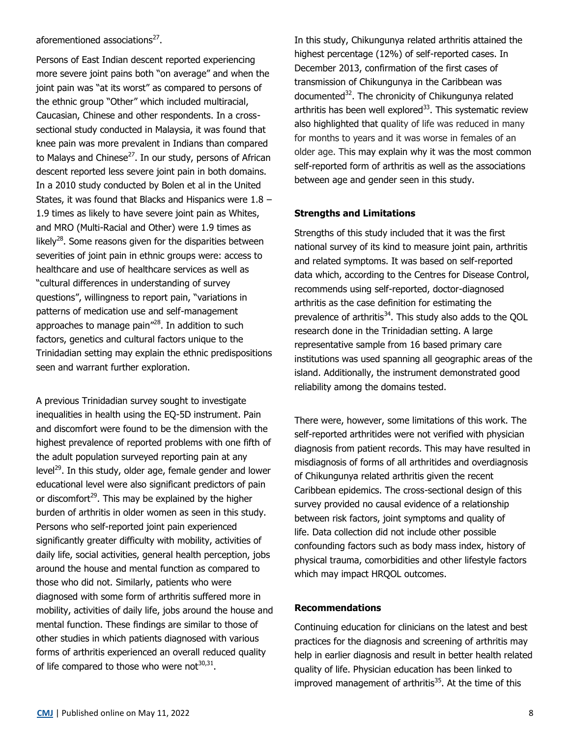aforementioned associations[27].

Persons of East Indian descent reported experiencing more severe joint pains both "on average" and when the joint pain was "at its worst" as compared to persons of the ethnic group "Other" which included multiracial, Caucasian, Chinese and other respondents. In a cross-sectional study conducted in Malaysia, it was found that knee pain was more prevalent in Indians than compared to Malays and Chinese[27]. In our study, persons of African descent reported less severe joint pain in both domains. In a 2010 study conducted by Bolen et al in the United States, it was found that Blacks and Hispanics were 1.8 – 1.9 times as likely to have severe joint pain as Whites, and MRO (Multi-Racial and Other) were 1.9 times as likely[28]. Some reasons given for the disparities between severities of joint pain in ethnic groups were: access to healthcare and use of healthcare services as well as "cultural differences in understanding of survey questions", willingness to report pain, "variations in patterns of medication use and self-management approaches to manage pain"[28]. In addition to such factors, genetics and cultural factors unique to the Trinidadian setting may explain the ethnic predispositions seen and warrant further exploration.

A previous Trinidadian survey sought to investigate inequalities in health using the EQ-5D instrument. Pain and discomfort were found to be the dimension with the highest prevalence of reported problems with one fifth of the adult population surveyed reporting pain at any level[29]. In this study, older age, female gender and lower educational level were also significant predictors of pain or discomfort[29]. This may be explained by the higher burden of arthritis in older women as seen in this study. Persons who self-reported joint pain experienced significantly greater difficulty with mobility, activities of daily life, social activities, general health perception, jobs around the house and mental function as compared to those who did not. Similarly, patients who were diagnosed with some form of arthritis suffered more in mobility, activities of daily life, jobs around the house and mental function. These findings are similar to those of other studies in which patients diagnosed with various forms of arthritis experienced an overall reduced quality of life compared to those who were not[30,31].

In this study, Chikungunya related arthritis attained the highest percentage (12%) of self-reported cases. In December 2013, confirmation of the first cases of transmission of Chikungunya in the Caribbean was documented[32]. The chronicity of Chikungunya related arthritis has been well explored[33]. This systematic review also highlighted that quality of life was reduced in many for months to years and it was worse in females of an older age. This may explain why it was the most common self-reported form of arthritis as well as the associations between age and gender seen in this study.

**Strengths and Limitations**

Strengths of this study included that it was the first national survey of its kind to measure joint pain, arthritis and related symptoms. It was based on self-reported data which, according to the Centres for Disease Control, recommends using self-reported, doctor-diagnosed arthritis as the case definition for estimating the prevalence of arthritis[34]. This study also adds to the QOL research done in the Trinidadian setting. A large representative sample from 16 based primary care institutions was used spanning all geographic areas of the island. Additionally, the instrument demonstrated good reliability among the domains tested.

There were, however, some limitations of this work. The self-reported arthritides were not verified with physician diagnosis from patient records. This may have resulted in misdiagnosis of forms of all arthritides and overdiagnosis of Chikungunya related arthritis given the recent Caribbean epidemics. The cross-sectional design of this survey provided no causal evidence of a relationship between risk factors, joint symptoms and quality of life. Data collection did not include other possible confounding factors such as body mass index, history of physical trauma, comorbidities and other lifestyle factors which may impact HRQOL outcomes.

**Recommendations**

Continuing education for clinicians on the latest and best practices for the diagnosis and screening of arthritis may help in earlier diagnosis and result in better health related quality of life. Physician education has been linked to improved management of arthritis[35]. At the time of this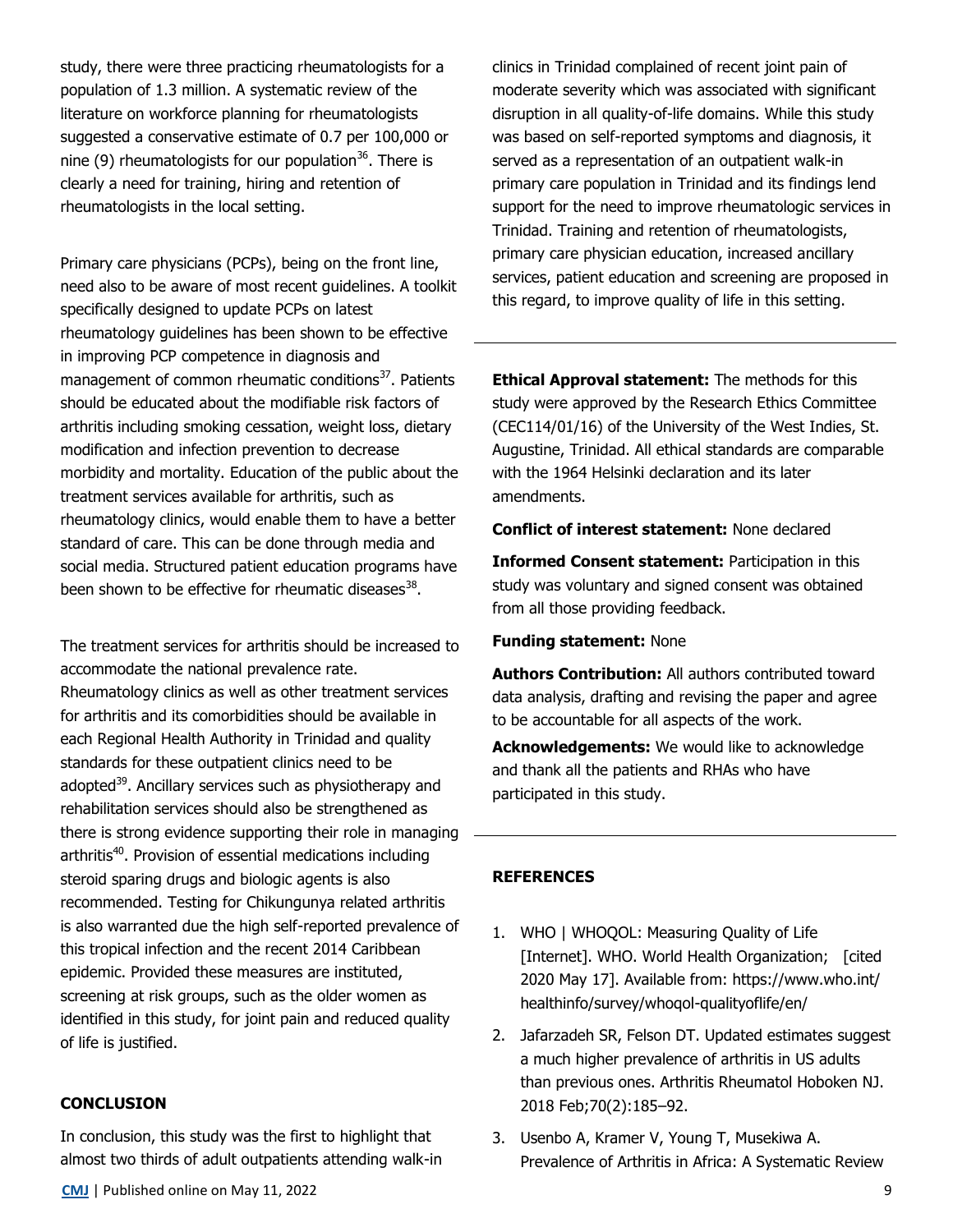study, there were three practicing rheumatologists for a population of 1.3 million. A systematic review of the literature on workforce planning for rheumatologists suggested a conservative estimate of 0.7 per 100,000 or nine (9) rheumatologists for our population[36]. There is clearly a need for training, hiring and retention of rheumatologists in the local setting.

Primary care physicians (PCPs), being on the front line, need also to be aware of most recent guidelines. A toolkit specifically designed to update PCPs on latest rheumatology guidelines has been shown to be effective in improving PCP competence in diagnosis and management of common rheumatic conditions[37]. Patients should be educated about the modifiable risk factors of arthritis including smoking cessation, weight loss, dietary modification and infection prevention to decrease morbidity and mortality. Education of the public about the treatment services available for arthritis, such as rheumatology clinics, would enable them to have a better standard of care. This can be done through media and social media. Structured patient education programs have been shown to be effective for rheumatic diseases[38].

The treatment services for arthritis should be increased to accommodate the national prevalence rate. Rheumatology clinics as well as other treatment services for arthritis and its comorbidities should be available in each Regional Health Authority in Trinidad and quality standards for these outpatient clinics need to be adopted[39]. Ancillary services such as physiotherapy and rehabilitation services should also be strengthened as there is strong evidence supporting their role in managing arthritis[40]. Provision of essential medications including steroid sparing drugs and biologic agents is also recommended. Testing for Chikungunya related arthritis is also warranted due the high self-reported prevalence of this tropical infection and the recent 2014 Caribbean epidemic. Provided these measures are instituted, screening at risk groups, such as the older women as identified in this study, for joint pain and reduced quality of life is justified.

## CONCLUSION

In conclusion, this study was the first to highlight that almost two thirds of adult outpatients attending walk-in clinics in Trinidad complained of recent joint pain of moderate severity which was associated with significant disruption in all quality-of-life domains. While this study was based on self-reported symptoms and diagnosis, it served as a representation of an outpatient walk-in primary care population in Trinidad and its findings lend support for the need to improve rheumatologic services in Trinidad. Training and retention of rheumatologists, primary care physician education, increased ancillary services, patient education and screening are proposed in this regard, to improve quality of life in this setting.

---

**Ethical Approval statement:** The methods for this study were approved by the Research Ethics Committee (CEC114/01/16) of the University of the West Indies, St. Augustine, Trinidad. All ethical standards are comparable with the 1964 Helsinki declaration and its later amendments.

**Conflict of interest statement:** None declared

**Informed Consent statement:** Participation in this study was voluntary and signed consent was obtained from all those providing feedback.

**Funding statement:** None

**Authors Contribution:** All authors contributed toward data analysis, drafting and revising the paper and agree to be accountable for all aspects of the work.

**Acknowledgements:** We would like to acknowledge and thank all the patients and RHAs who have participated in this study.

---

## REFERENCES

1. WHO | WHOQOL: Measuring Quality of Life [Internet]. WHO. World Health Organization; [cited 2020 May 17]. Available from: https://www.who.int/healthinfo/survey/whoqol-qualityoflife/en/
2. Jafarzadeh SR, Felson DT. Updated estimates suggest a much higher prevalence of arthritis in US adults than previous ones. Arthritis Rheumatol Hoboken NJ. 2018 Feb;70(2):185–92.
3. Usenbo A, Kramer V, Young T, Musekiwa A. Prevalence of Arthritis in Africa: A Systematic Review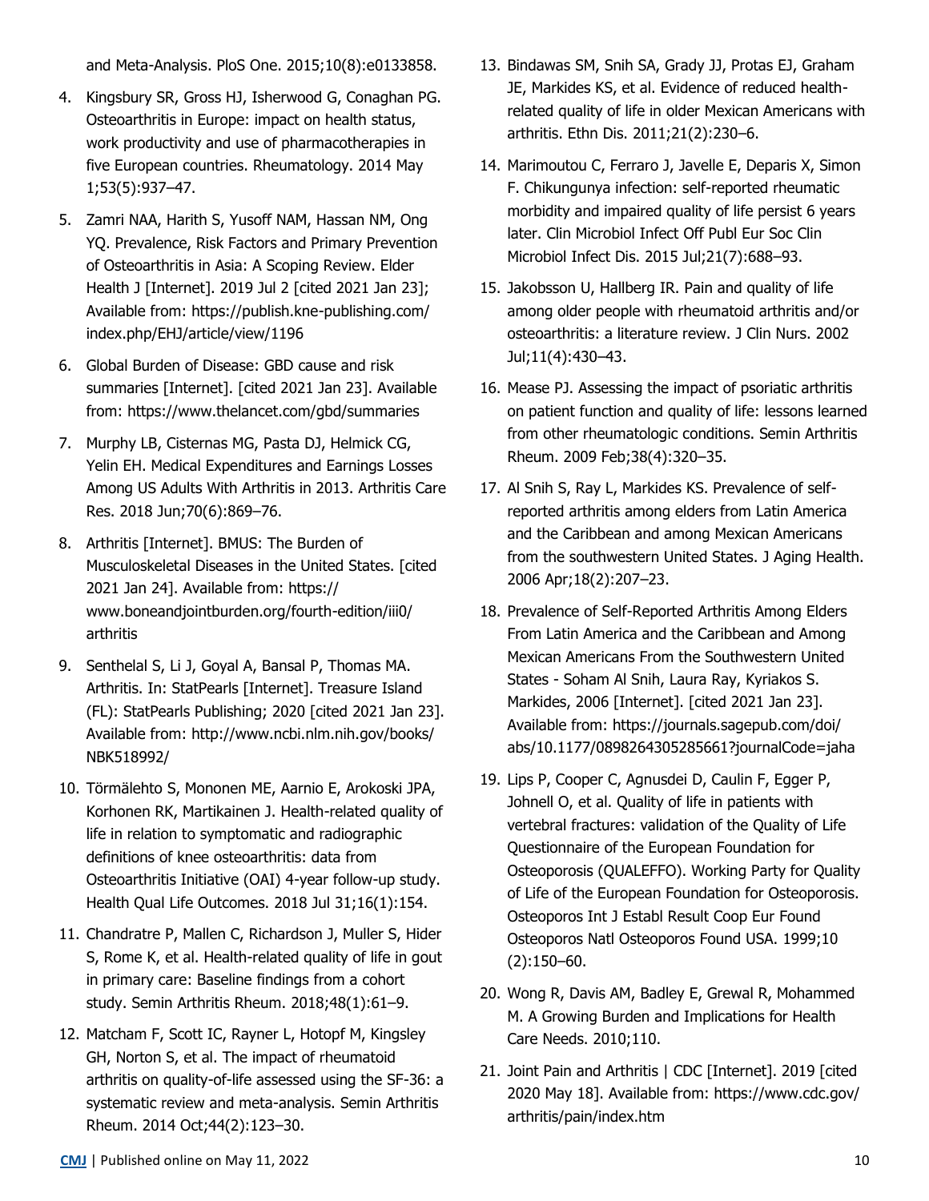and Meta-Analysis. PloS One. 2015;10(8):e0133858.

4. Kingsbury SR, Gross HJ, Isherwood G, Conaghan PG. Osteoarthritis in Europe: impact on health status, work productivity and use of pharmacotherapies in five European countries. Rheumatology. 2014 May 1;53(5):937–47.
5. Zamri NAA, Harith S, Yusoff NAM, Hassan NM, Ong YQ. Prevalence, Risk Factors and Primary Prevention of Osteoarthritis in Asia: A Scoping Review. Elder Health J [Internet]. 2019 Jul 2 [cited 2021 Jan 23]; Available from: https://publish.kne-publishing.com/index.php/EHJ/article/view/1196
6. Global Burden of Disease: GBD cause and risk summaries [Internet]. [cited 2021 Jan 23]. Available from: https://www.thelancet.com/gbd/summaries
7. Murphy LB, Cisternas MG, Pasta DJ, Helmick CG, Yelin EH. Medical Expenditures and Earnings Losses Among US Adults With Arthritis in 2013. Arthritis Care Res. 2018 Jun;70(6):869–76.
8. Arthritis [Internet]. BMUS: The Burden of Musculoskeletal Diseases in the United States. [cited 2021 Jan 24]. Available from: https://www.boneandjointburden.org/fourth-edition/iii0/arthritis
9. Senthelal S, Li J, Goyal A, Bansal P, Thomas MA. Arthritis. In: StatPearls [Internet]. Treasure Island (FL): StatPearls Publishing; 2020 [cited 2021 Jan 23]. Available from: http://www.ncbi.nlm.nih.gov/books/NBK518992/
10. Törmälehto S, Mononen ME, Aarnio E, Arokoski JPA, Korhonen RK, Martikainen J. Health-related quality of life in relation to symptomatic and radiographic definitions of knee osteoarthritis: data from Osteoarthritis Initiative (OAI) 4-year follow-up study. Health Qual Life Outcomes. 2018 Jul 31;16(1):154.
11. Chandratre P, Mallen C, Richardson J, Muller S, Hider S, Rome K, et al. Health-related quality of life in gout in primary care: Baseline findings from a cohort study. Semin Arthritis Rheum. 2018;48(1):61–9.
12. Matcham F, Scott IC, Rayner L, Hotopf M, Kingsley GH, Norton S, et al. The impact of rheumatoid arthritis on quality-of-life assessed using the SF-36: a systematic review and meta-analysis. Semin Arthritis Rheum. 2014 Oct;44(2):123–30.
13. Bindawas SM, Snih SA, Grady JJ, Protas EJ, Graham JE, Markides KS, et al. Evidence of reduced health-related quality of life in older Mexican Americans with arthritis. Ethn Dis. 2011;21(2):230–6.
14. Marimoutou C, Ferraro J, Javelle E, Deparis X, Simon F. Chikungunya infection: self-reported rheumatic morbidity and impaired quality of life persist 6 years later. Clin Microbiol Infect Off Publ Eur Soc Clin Microbiol Infect Dis. 2015 Jul;21(7):688–93.
15. Jakobsson U, Hallberg IR. Pain and quality of life among older people with rheumatoid arthritis and/or osteoarthritis: a literature review. J Clin Nurs. 2002 Jul;11(4):430–43.
16. Mease PJ. Assessing the impact of psoriatic arthritis on patient function and quality of life: lessons learned from other rheumatologic conditions. Semin Arthritis Rheum. 2009 Feb;38(4):320–35.
17. Al Snih S, Ray L, Markides KS. Prevalence of self-reported arthritis among elders from Latin America and the Caribbean and among Mexican Americans from the southwestern United States. J Aging Health. 2006 Apr;18(2):207–23.
18. Prevalence of Self-Reported Arthritis Among Elders From Latin America and the Caribbean and Among Mexican Americans From the Southwestern United States - Soham Al Snih, Laura Ray, Kyriakos S. Markides, 2006 [Internet]. [cited 2021 Jan 23]. Available from: https://journals.sagepub.com/doi/abs/10.1177/0898264305285661?journalCode=jaha
19. Lips P, Cooper C, Agnusdei D, Caulin F, Egger P, Johnell O, et al. Quality of life in patients with vertebral fractures: validation of the Quality of Life Questionnaire of the European Foundation for Osteoporosis (QUALEFFO). Working Party for Quality of Life of the European Foundation for Osteoporosis. Osteoporos Int J Establ Result Coop Eur Found Osteoporos Natl Osteoporos Found USA. 1999;10(2):150–60.
20. Wong R, Davis AM, Badley E, Grewal R, Mohammed M. A Growing Burden and Implications for Health Care Needs. 2010;110.
21. Joint Pain and Arthritis | CDC [Internet]. 2019 [cited 2020 May 18]. Available from: https://www.cdc.gov/arthritis/pain/index.htm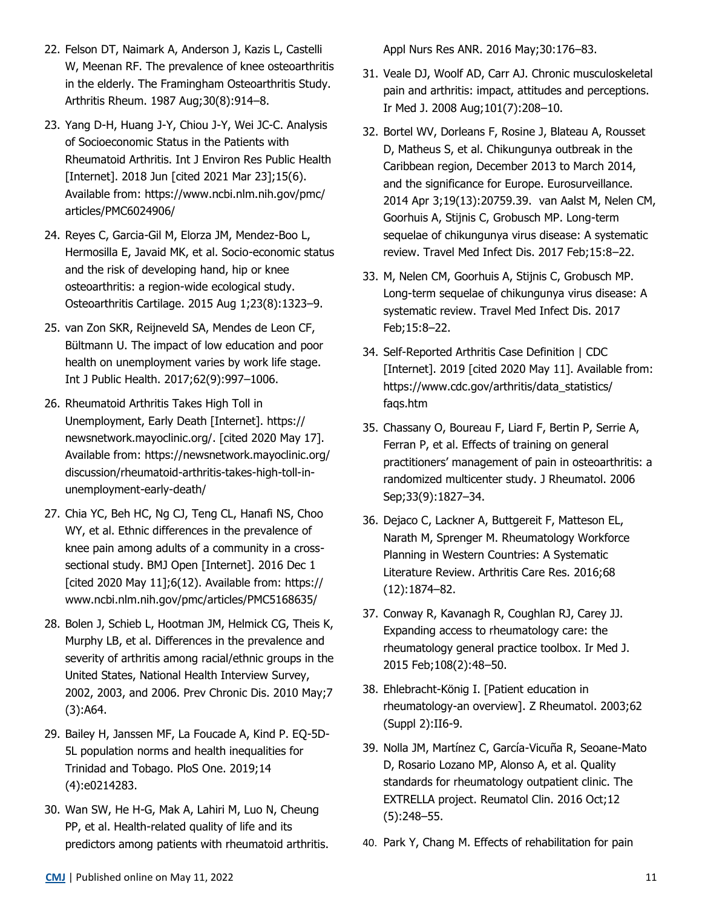22. Felson DT, Naimark A, Anderson J, Kazis L, Castelli W, Meenan RF. The prevalence of knee osteoarthritis in the elderly. The Framingham Osteoarthritis Study. Arthritis Rheum. 1987 Aug;30(8):914–8.

23. Yang D-H, Huang J-Y, Chiou J-Y, Wei JC-C. Analysis of Socioeconomic Status in the Patients with Rheumatoid Arthritis. Int J Environ Res Public Health [Internet]. 2018 Jun [cited 2021 Mar 23];15(6). Available from: https://www.ncbi.nlm.nih.gov/pmc/articles/PMC6024906/

24. Reyes C, Garcia-Gil M, Elorza JM, Mendez-Boo L, Hermosilla E, Javaid MK, et al. Socio-economic status and the risk of developing hand, hip or knee osteoarthritis: a region-wide ecological study. Osteoarthritis Cartilage. 2015 Aug 1;23(8):1323–9.

25. van Zon SKR, Reijneveld SA, Mendes de Leon CF, Bültmann U. The impact of low education and poor health on unemployment varies by work life stage. Int J Public Health. 2017;62(9):997–1006.

26. Rheumatoid Arthritis Takes High Toll in Unemployment, Early Death [Internet]. https://newsnetwork.mayoclinic.org/. [cited 2020 May 17]. Available from: https://newsnetwork.mayoclinic.org/discussion/rheumatoid-arthritis-takes-high-toll-in-unemployment-early-death/

27. Chia YC, Beh HC, Ng CJ, Teng CL, Hanafi NS, Choo WY, et al. Ethnic differences in the prevalence of knee pain among adults of a community in a cross-sectional study. BMJ Open [Internet]. 2016 Dec 1 [cited 2020 May 11];6(12). Available from: https://www.ncbi.nlm.nih.gov/pmc/articles/PMC5168635/

28. Bolen J, Schieb L, Hootman JM, Helmick CG, Theis K, Murphy LB, et al. Differences in the prevalence and severity of arthritis among racial/ethnic groups in the United States, National Health Interview Survey, 2002, 2003, and 2006. Prev Chronic Dis. 2010 May;7(3):A64.

29. Bailey H, Janssen MF, La Foucade A, Kind P. EQ-5D-5L population norms and health inequalities for Trinidad and Tobago. PloS One. 2019;14(4):e0214283.

30. Wan SW, He H-G, Mak A, Lahiri M, Luo N, Cheung PP, et al. Health-related quality of life and its predictors among patients with rheumatoid arthritis. Appl Nurs Res ANR. 2016 May;30:176–83.

31. Veale DJ, Woolf AD, Carr AJ. Chronic musculoskeletal pain and arthritis: impact, attitudes and perceptions. Ir Med J. 2008 Aug;101(7):208–10.

32. Bortel WV, Dorleans F, Rosine J, Blateau A, Rousset D, Matheus S, et al. Chikungunya outbreak in the Caribbean region, December 2013 to March 2014, and the significance for Europe. Eurosurveillance. 2014 Apr 3;19(13):20759.39. van Aalst M, Nelen CM, Goorhuis A, Stijnis C, Grobusch MP. Long-term sequelae of chikungunya virus disease: A systematic review. Travel Med Infect Dis. 2017 Feb;15:8–22.

33. M, Nelen CM, Goorhuis A, Stijnis C, Grobusch MP. Long-term sequelae of chikungunya virus disease: A systematic review. Travel Med Infect Dis. 2017 Feb;15:8–22.

34. Self-Reported Arthritis Case Definition | CDC [Internet]. 2019 [cited 2020 May 11]. Available from: https://www.cdc.gov/arthritis/data_statistics/faqs.htm

35. Chassany O, Boureau F, Liard F, Bertin P, Serrie A, Ferran P, et al. Effects of training on general practitioners' management of pain in osteoarthritis: a randomized multicenter study. J Rheumatol. 2006 Sep;33(9):1827–34.

36. Dejaco C, Lackner A, Buttgereit F, Matteson EL, Narath M, Sprenger M. Rheumatology Workforce Planning in Western Countries: A Systematic Literature Review. Arthritis Care Res. 2016;68(12):1874–82.

37. Conway R, Kavanagh R, Coughlan RJ, Carey JJ. Expanding access to rheumatology care: the rheumatology general practice toolbox. Ir Med J. 2015 Feb;108(2):48–50.

38. Ehlebracht-König I. [Patient education in rheumatology-an overview]. Z Rheumatol. 2003;62(Suppl 2):II6-9.

39. Nolla JM, Martínez C, García-Vicuña R, Seoane-Mato D, Rosario Lozano MP, Alonso A, et al. Quality standards for rheumatology outpatient clinic. The EXTRELLA project. Reumatol Clin. 2016 Oct;12(5):248–55.

40. Park Y, Chang M. Effects of rehabilitation for pain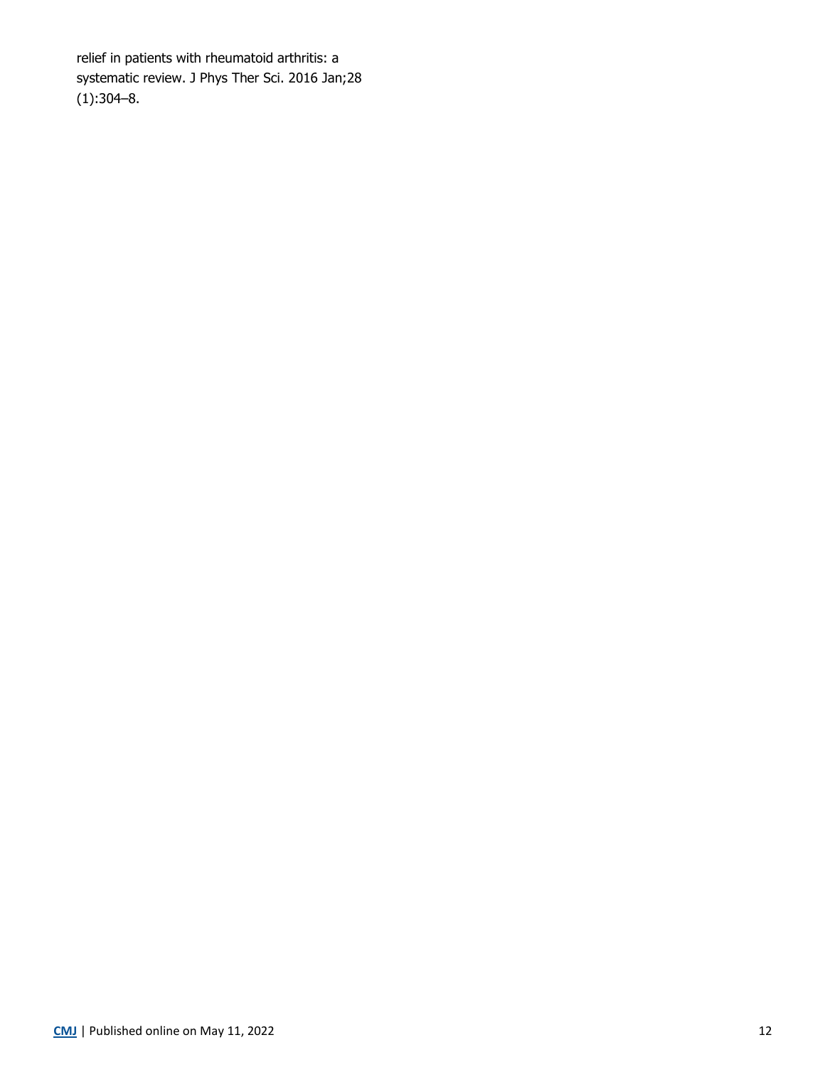relief in patients with rheumatoid arthritis: a systematic review. J Phys Ther Sci. 2016 Jan;28 (1):304–8.